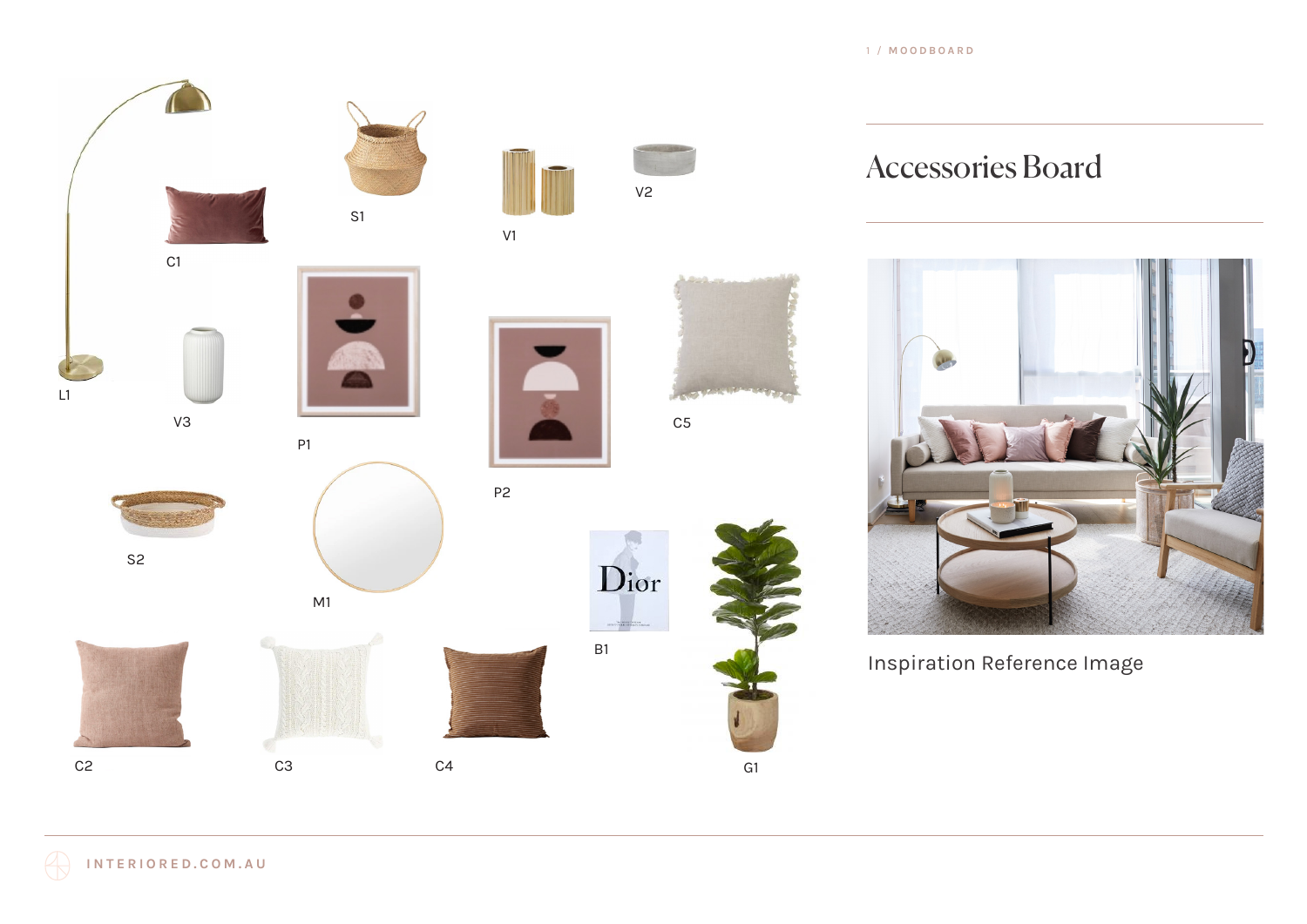1 / MOODBOARD

# Accessories Board

L1

C1

S1

V1

V2

V3

P1

P2

C5

S2

M1

B1

C2

C3

C4

G1

Inspiration Reference Image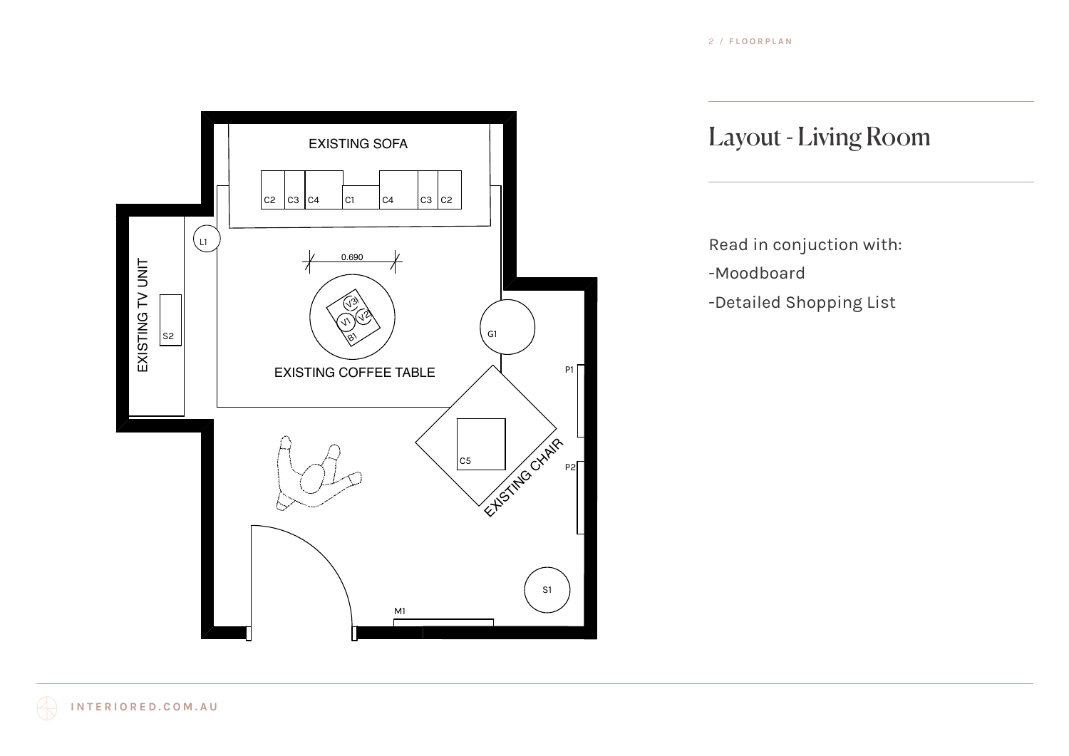# Layout - Living Room

Read in conjuction with:

-Moodboard

-Detailed Shopping List

EXISTING SOFA

C2 C3 C4 C1 C4 C3 C2

L1

0.690

EXISTING TV UNIT

S2

V3 V1 V2 B1

EXISTING COFFEE TABLE

G1

P1

C5

EXISTING CHAIR

P2

S1

M1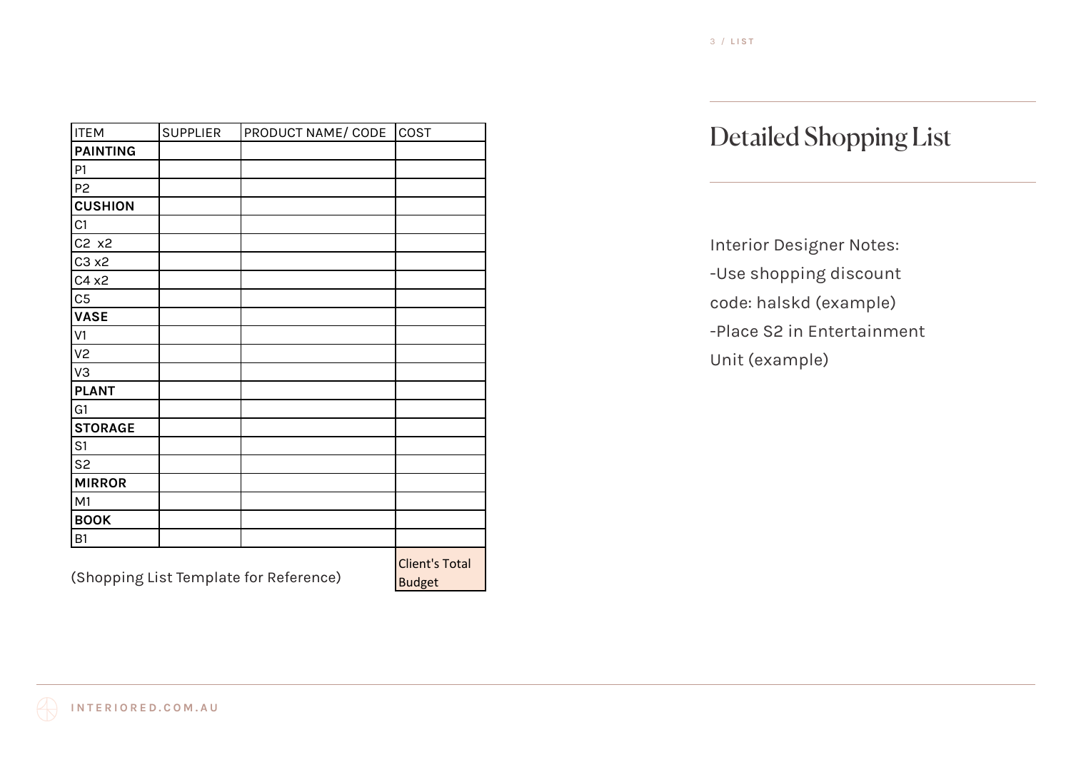## Detailed Shopping List

| ITEM | SUPPLIER | PRODUCT NAME/ CODE | COST |
|---|---|---|---|
| **PAINTING** | | | |
| P1 | | | |
| P2 | | | |
| **CUSHION** | | | |
| C1 | | | |
| C2 x2 | | | |
| C3 x2 | | | |
| C4 x2 | | | |
| C5 | | | |
| **VASE** | | | |
| V1 | | | |
| V2 | | | |
| V3 | | | |
| **PLANT** | | | |
| G1 | | | |
| **STORAGE** | | | |
| S1 | | | |
| S2 | | | |
| **MIRROR** | | | |
| M1 | | | |
| **BOOK** | | | |
| B1 | | | |
| | | | Client's Total Budget |

(Shopping List Template for Reference)

Interior Designer Notes:

-Use shopping discount code: halskd (example)

-Place S2 in Entertainment Unit (example)